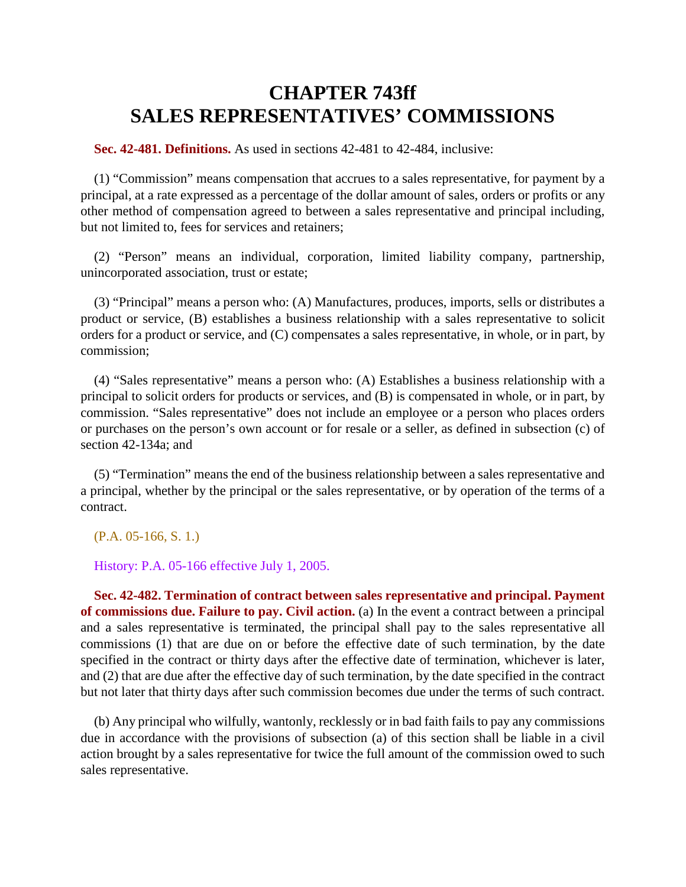# CHAPTER 743ff
# SALES REPRESENTATIVES' COMMISSIONS

**Sec. 42-481. Definitions.** As used in sections 42-481 to 42-484, inclusive:

(1) "Commission" means compensation that accrues to a sales representative, for payment by a principal, at a rate expressed as a percentage of the dollar amount of sales, orders or profits or any other method of compensation agreed to between a sales representative and principal including, but not limited to, fees for services and retainers;

(2) "Person" means an individual, corporation, limited liability company, partnership, unincorporated association, trust or estate;

(3) "Principal" means a person who: (A) Manufactures, produces, imports, sells or distributes a product or service, (B) establishes a business relationship with a sales representative to solicit orders for a product or service, and (C) compensates a sales representative, in whole, or in part, by commission;

(4) "Sales representative" means a person who: (A) Establishes a business relationship with a principal to solicit orders for products or services, and (B) is compensated in whole, or in part, by commission. "Sales representative" does not include an employee or a person who places orders or purchases on the person's own account or for resale or a seller, as defined in subsection (c) of section 42-134a; and

(5) "Termination" means the end of the business relationship between a sales representative and a principal, whether by the principal or the sales representative, or by operation of the terms of a contract.

(P.A. 05-166, S. 1.)

History: P.A. 05-166 effective July 1, 2005.

**Sec. 42-482. Termination of contract between sales representative and principal. Payment of commissions due. Failure to pay. Civil action.** (a) In the event a contract between a principal and a sales representative is terminated, the principal shall pay to the sales representative all commissions (1) that are due on or before the effective date of such termination, by the date specified in the contract or thirty days after the effective date of termination, whichever is later, and (2) that are due after the effective day of such termination, by the date specified in the contract but not later that thirty days after such commission becomes due under the terms of such contract.

(b) Any principal who wilfully, wantonly, recklessly or in bad faith fails to pay any commissions due in accordance with the provisions of subsection (a) of this section shall be liable in a civil action brought by a sales representative for twice the full amount of the commission owed to such sales representative.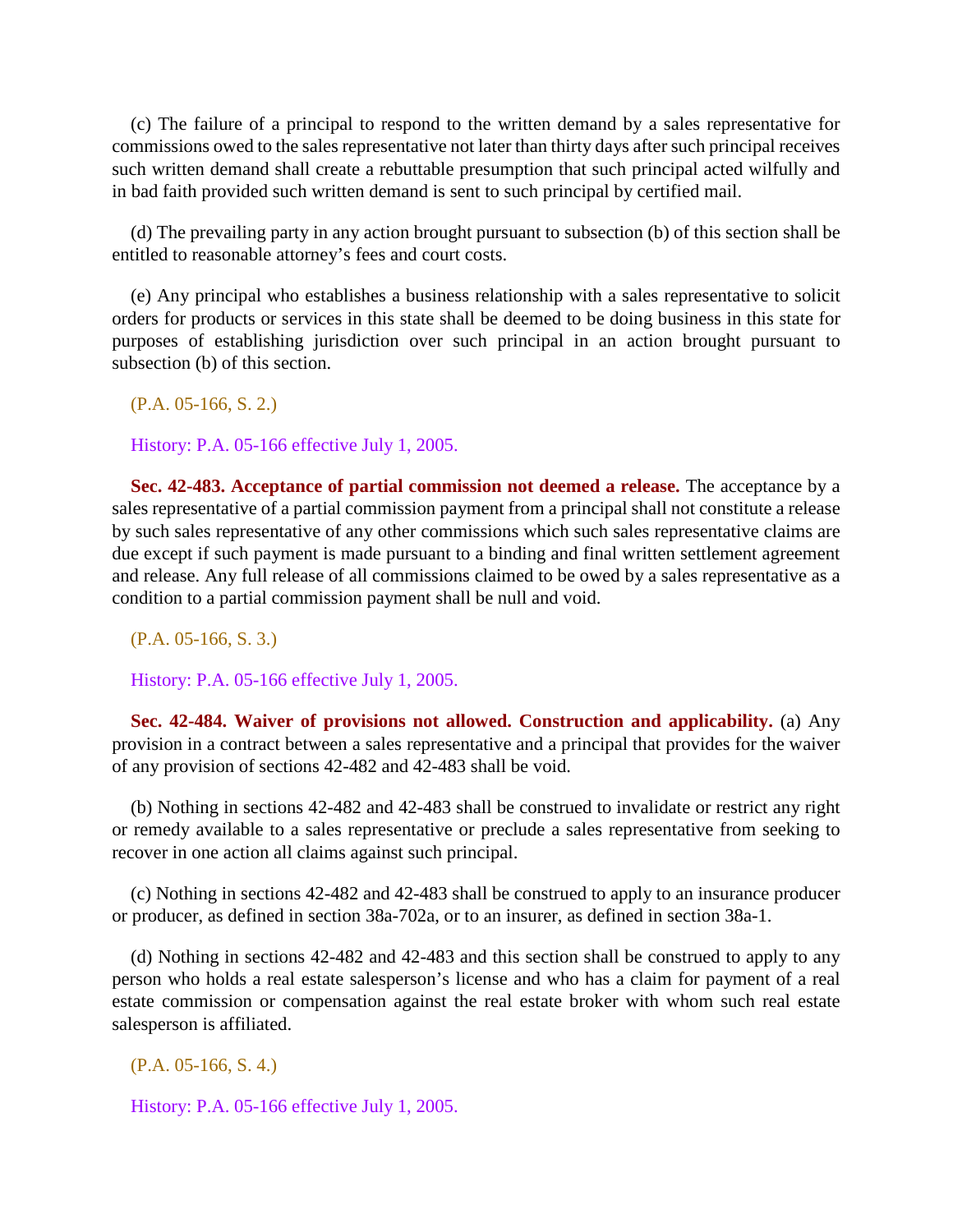(c) The failure of a principal to respond to the written demand by a sales representative for commissions owed to the sales representative not later than thirty days after such principal receives such written demand shall create a rebuttable presumption that such principal acted wilfully and in bad faith provided such written demand is sent to such principal by certified mail.

(d) The prevailing party in any action brought pursuant to subsection (b) of this section shall be entitled to reasonable attorney's fees and court costs.

(e) Any principal who establishes a business relationship with a sales representative to solicit orders for products or services in this state shall be deemed to be doing business in this state for purposes of establishing jurisdiction over such principal in an action brought pursuant to subsection (b) of this section.

(P.A. 05-166, S. 2.)

History: P.A. 05-166 effective July 1, 2005.

**Sec. 42-483. Acceptance of partial commission not deemed a release.** The acceptance by a sales representative of a partial commission payment from a principal shall not constitute a release by such sales representative of any other commissions which such sales representative claims are due except if such payment is made pursuant to a binding and final written settlement agreement and release. Any full release of all commissions claimed to be owed by a sales representative as a condition to a partial commission payment shall be null and void.

(P.A. 05-166, S. 3.)

History: P.A. 05-166 effective July 1, 2005.

**Sec. 42-484. Waiver of provisions not allowed. Construction and applicability.** (a) Any provision in a contract between a sales representative and a principal that provides for the waiver of any provision of sections 42-482 and 42-483 shall be void.

(b) Nothing in sections 42-482 and 42-483 shall be construed to invalidate or restrict any right or remedy available to a sales representative or preclude a sales representative from seeking to recover in one action all claims against such principal.

(c) Nothing in sections 42-482 and 42-483 shall be construed to apply to an insurance producer or producer, as defined in section 38a-702a, or to an insurer, as defined in section 38a-1.

(d) Nothing in sections 42-482 and 42-483 and this section shall be construed to apply to any person who holds a real estate salesperson's license and who has a claim for payment of a real estate commission or compensation against the real estate broker with whom such real estate salesperson is affiliated.

(P.A. 05-166, S. 4.)

History: P.A. 05-166 effective July 1, 2005.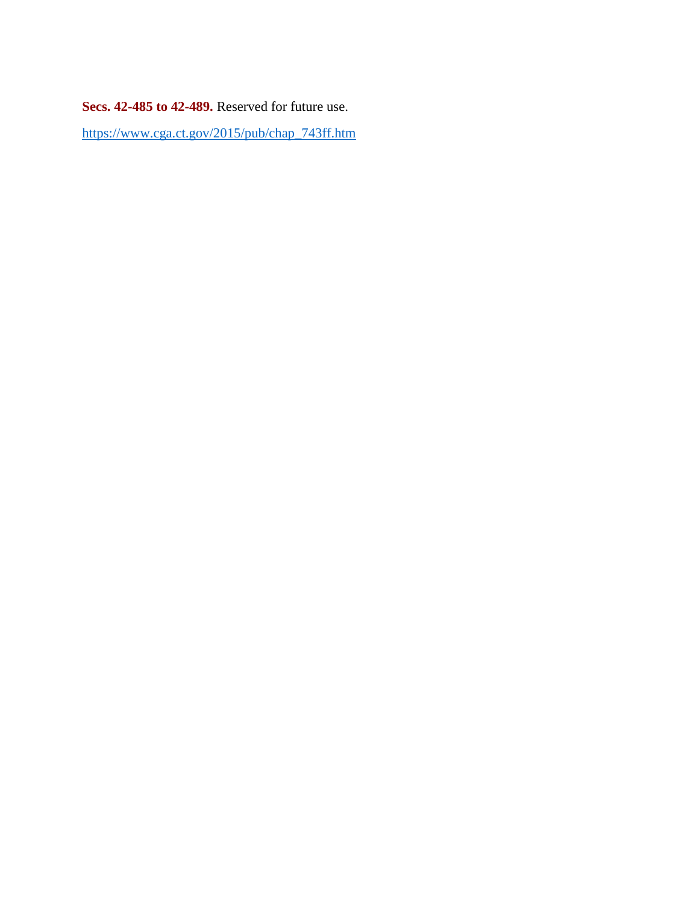**Secs. 42-485 to 42-489.** Reserved for future use.

https://www.cga.ct.gov/2015/pub/chap_743ff.htm